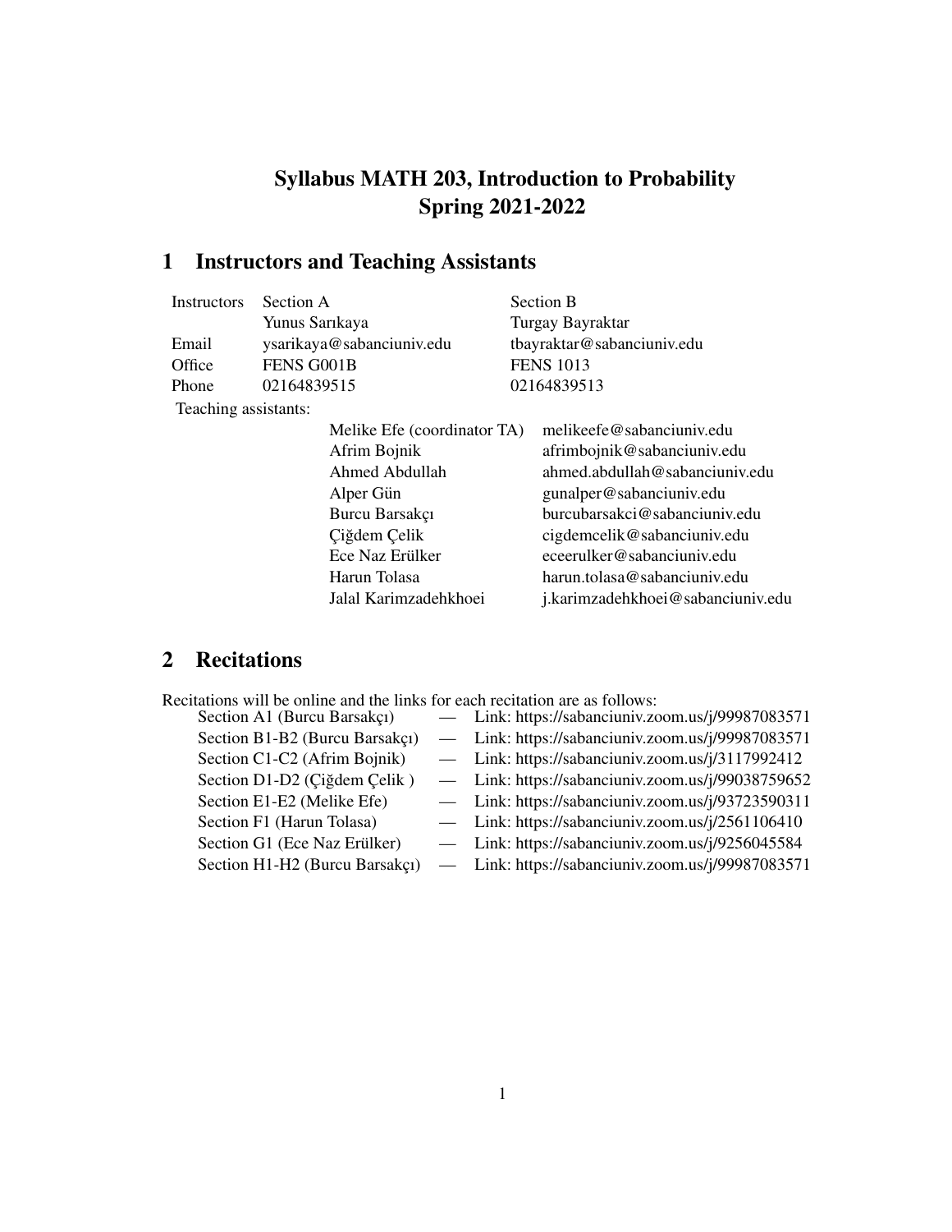# Syllabus MATH 203, Introduction to Probability
# Spring 2021-2022

## 1 Instructors and Teaching Assistants

| Instructors | Section A | Section B |
|---|---|---|
| | Yunus Sarıkaya | Turgay Bayraktar |
| Email | ysarikaya@sabanciuniv.edu | tbayraktar@sabanciuniv.edu |
| Office | FENS G001B | FENS 1013 |
| Phone | 02164839515 | 02164839513 |

Teaching assistants:

| Name | Email |
|---|---|
| Melike Efe (coordinator TA) | melikeefe@sabanciuniv.edu |
| Afrim Bojnik | afrimbojnik@sabanciuniv.edu |
| Ahmed Abdullah | ahmed.abdullah@sabanciuniv.edu |
| Alper Gün | gunalper@sabanciuniv.edu |
| Burcu Barsakçı | burcubarsakci@sabanciuniv.edu |
| Çiğdem Çelik | cigdemcelik@sabanciuniv.edu |
| Ece Naz Erülker | eceerulker@sabanciuniv.edu |
| Harun Tolasa | harun.tolasa@sabanciuniv.edu |
| Jalal Karimzadehkhoei | j.karimzadehkhoei@sabanciuniv.edu |

## 2 Recitations

Recitations will be online and the links for each recitation are as follows:

- Section A1 (Burcu Barsakçı) — Link: https://sabanciuniv.zoom.us/j/99987083571
- Section B1-B2 (Burcu Barsakçı) — Link: https://sabanciuniv.zoom.us/j/99987083571
- Section C1-C2 (Afrim Bojnik) — Link: https://sabanciuniv.zoom.us/j/3117992412
- Section D1-D2 (Çiğdem Çelik ) — Link: https://sabanciuniv.zoom.us/j/99038759652
- Section E1-E2 (Melike Efe) — Link: https://sabanciuniv.zoom.us/j/93723590311
- Section F1 (Harun Tolasa) — Link: https://sabanciuniv.zoom.us/j/2561106410
- Section G1 (Ece Naz Erülker) — Link: https://sabanciuniv.zoom.us/j/9256045584
- Section H1-H2 (Burcu Barsakçı) — Link: https://sabanciuniv.zoom.us/j/99987083571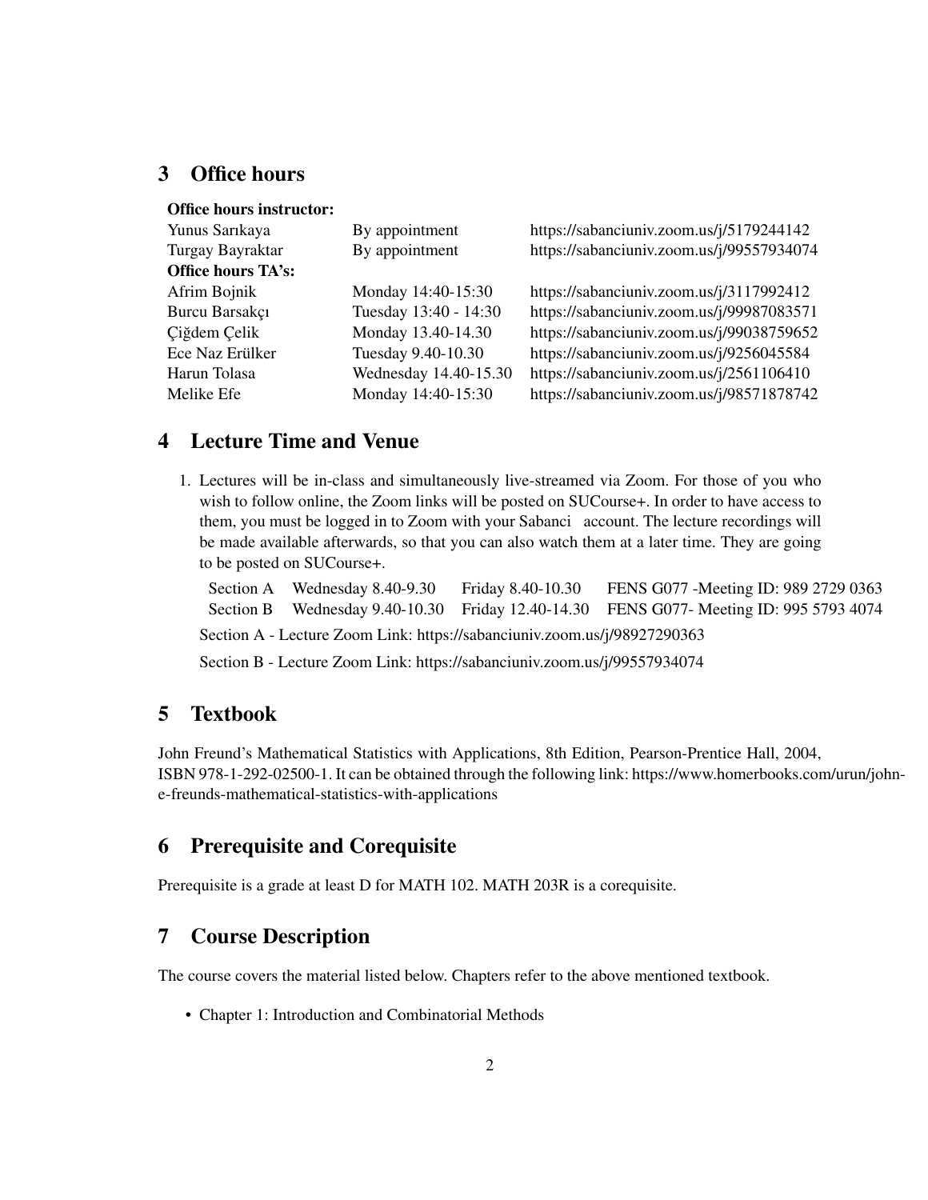## 3 Office hours

| | | |
|---|---|---|
| **Office hours instructor:** | | |
| Yunus Sarıkaya | By appointment | https://sabanciuniv.zoom.us/j/5179244142 |
| Turgay Bayraktar | By appointment | https://sabanciuniv.zoom.us/j/99557934074 |
| **Office hours TA's:** | | |
| Afrim Bojnik | Monday 14:40-15:30 | https://sabanciuniv.zoom.us/j/3117992412 |
| Burcu Barsakçı | Tuesday 13:40 - 14:30 | https://sabanciuniv.zoom.us/j/99987083571 |
| Çiğdem Çelik | Monday 13.40-14.30 | https://sabanciuniv.zoom.us/j/99038759652 |
| Ece Naz Erülker | Tuesday 9.40-10.30 | https://sabanciuniv.zoom.us/j/9256045584 |
| Harun Tolasa | Wednesday 14.40-15.30 | https://sabanciuniv.zoom.us/j/2561106410 |
| Melike Efe | Monday 14:40-15:30 | https://sabanciuniv.zoom.us/j/98571878742 |

## 4 Lecture Time and Venue

1. Lectures will be in-class and simultaneously live-streamed via Zoom. For those of you who wish to follow online, the Zoom links will be posted on SUCourse+. In order to have access to them, you must be logged in to Zoom with your Sabanci account. The lecture recordings will be made available afterwards, so that you can also watch them at a later time. They are going to be posted on SUCourse+.

| | | | |
|---|---|---|---|
| Section A | Wednesday 8.40-9.30 | Friday 8.40-10.30 | FENS G077 -Meeting ID: 989 2729 0363 |
| Section B | Wednesday 9.40-10.30 | Friday 12.40-14.30 | FENS G077- Meeting ID: 995 5793 4074 |

Section A - Lecture Zoom Link: https://sabanciuniv.zoom.us/j/98927290363

Section B - Lecture Zoom Link: https://sabanciuniv.zoom.us/j/99557934074

## 5 Textbook

John Freund's Mathematical Statistics with Applications, 8th Edition, Pearson-Prentice Hall, 2004, ISBN 978-1-292-02500-1. It can be obtained through the following link: https://www.homerbooks.com/urun/john-e-freunds-mathematical-statistics-with-applications

## 6 Prerequisite and Corequisite

Prerequisite is a grade at least D for MATH 102. MATH 203R is a corequisite.

## 7 Course Description

The course covers the material listed below. Chapters refer to the above mentioned textbook.

- Chapter 1: Introduction and Combinatorial Methods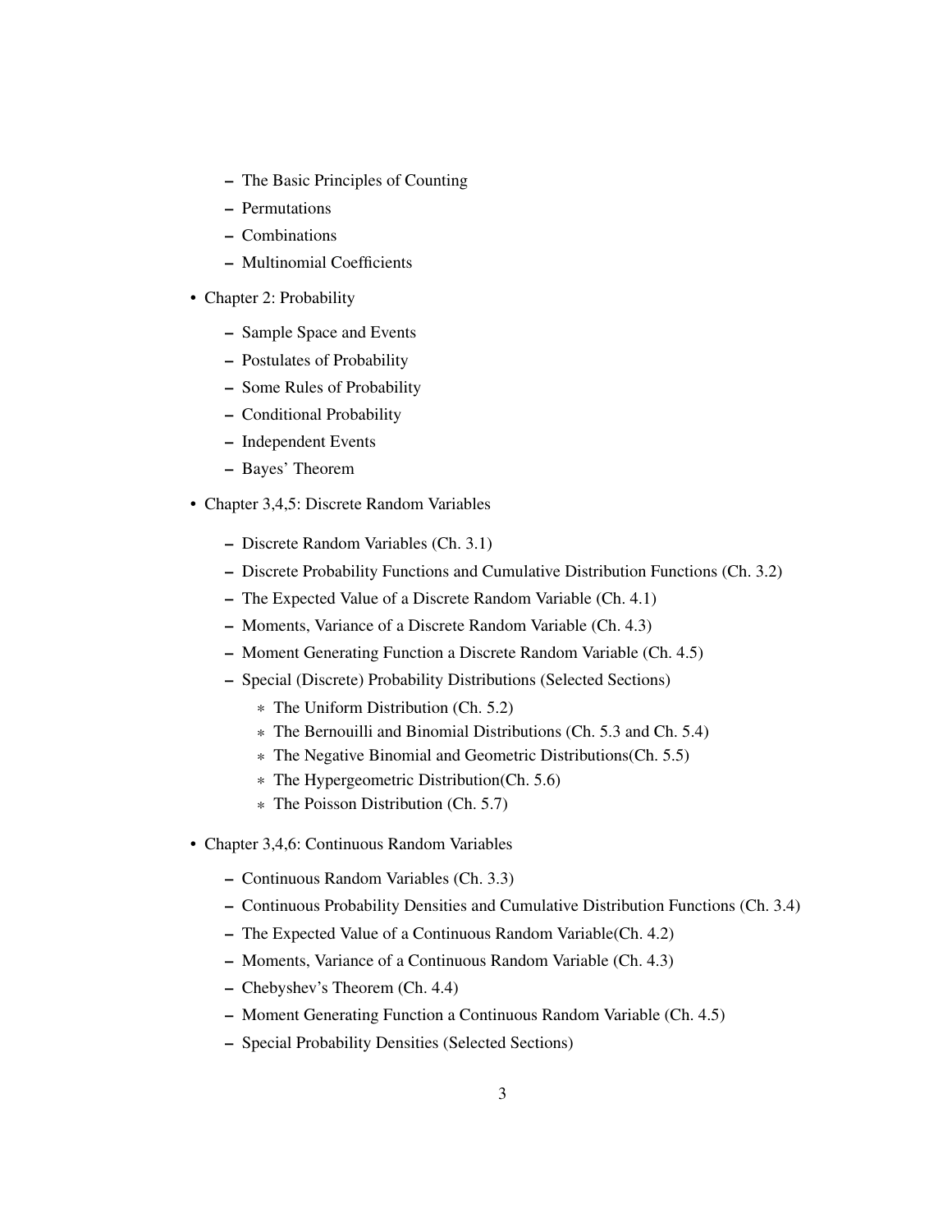- The Basic Principles of Counting
  - Permutations
  - Combinations
  - Multinomial Coefficients

- Chapter 2: Probability
  - Sample Space and Events
  - Postulates of Probability
  - Some Rules of Probability
  - Conditional Probability
  - Independent Events
  - Bayes' Theorem

- Chapter 3,4,5: Discrete Random Variables
  - Discrete Random Variables (Ch. 3.1)
  - Discrete Probability Functions and Cumulative Distribution Functions (Ch. 3.2)
  - The Expected Value of a Discrete Random Variable (Ch. 4.1)
  - Moments, Variance of a Discrete Random Variable (Ch. 4.3)
  - Moment Generating Function a Discrete Random Variable (Ch. 4.5)
  - Special (Discrete) Probability Distributions (Selected Sections)
    * The Uniform Distribution (Ch. 5.2)
    * The Bernouilli and Binomial Distributions (Ch. 5.3 and Ch. 5.4)
    * The Negative Binomial and Geometric Distributions(Ch. 5.5)
    * The Hypergeometric Distribution(Ch. 5.6)
    * The Poisson Distribution (Ch. 5.7)

- Chapter 3,4,6: Continuous Random Variables
  - Continuous Random Variables (Ch. 3.3)
  - Continuous Probability Densities and Cumulative Distribution Functions (Ch. 3.4)
  - The Expected Value of a Continuous Random Variable(Ch. 4.2)
  - Moments, Variance of a Continuous Random Variable (Ch. 4.3)
  - Chebyshev's Theorem (Ch. 4.4)
  - Moment Generating Function a Continuous Random Variable (Ch. 4.5)
  - Special Probability Densities (Selected Sections)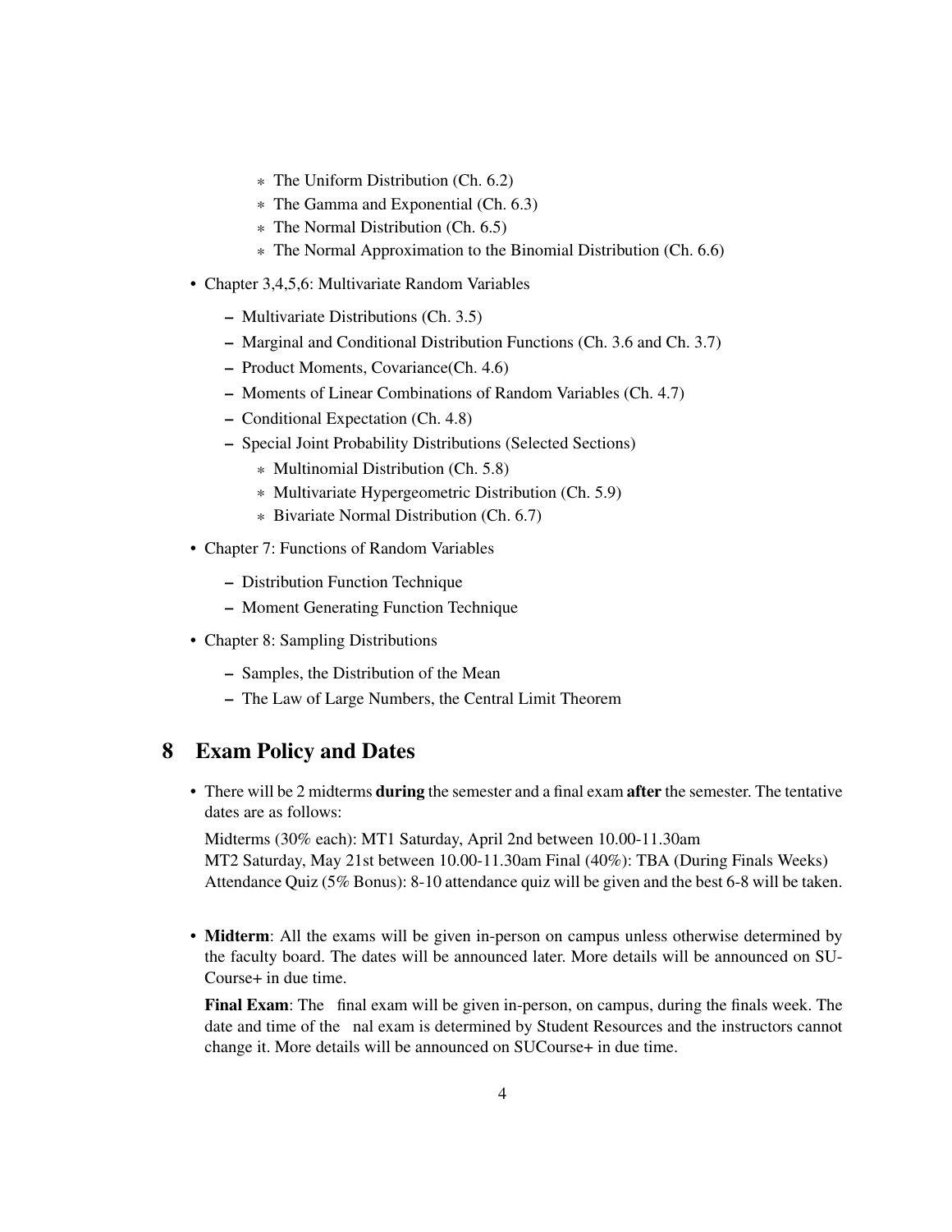- The Uniform Distribution (Ch. 6.2)
    - The Gamma and Exponential (Ch. 6.3)
    - The Normal Distribution (Ch. 6.5)
    - The Normal Approximation to the Binomial Distribution (Ch. 6.6)

- Chapter 3,4,5,6: Multivariate Random Variables
  - Multivariate Distributions (Ch. 3.5)
  - Marginal and Conditional Distribution Functions (Ch. 3.6 and Ch. 3.7)
  - Product Moments, Covariance(Ch. 4.6)
  - Moments of Linear Combinations of Random Variables (Ch. 4.7)
  - Conditional Expectation (Ch. 4.8)
  - Special Joint Probability Distributions (Selected Sections)
    - Multinomial Distribution (Ch. 5.8)
    - Multivariate Hypergeometric Distribution (Ch. 5.9)
    - Bivariate Normal Distribution (Ch. 6.7)
- Chapter 7: Functions of Random Variables
  - Distribution Function Technique
  - Moment Generating Function Technique
- Chapter 8: Sampling Distributions
  - Samples, the Distribution of the Mean
  - The Law of Large Numbers, the Central Limit Theorem

## 8 Exam Policy and Dates

- There will be 2 midterms **during** the semester and a final exam **after** the semester. The tentative dates are as follows:

  Midterms (30% each): MT1 Saturday, April 2nd between 10.00-11.30am
  MT2 Saturday, May 21st between 10.00-11.30am Final (40%): TBA (During Finals Weeks)
  Attendance Quiz (5% Bonus): 8-10 attendance quiz will be given and the best 6-8 will be taken.

- **Midterm**: All the exams will be given in-person on campus unless otherwise determined by the faculty board. The dates will be announced later. More details will be announced on SU-Course+ in due time.

  **Final Exam**: The final exam will be given in-person, on campus, during the finals week. The date and time of the nal exam is determined by Student Resources and the instructors cannot change it. More details will be announced on SUCourse+ in due time.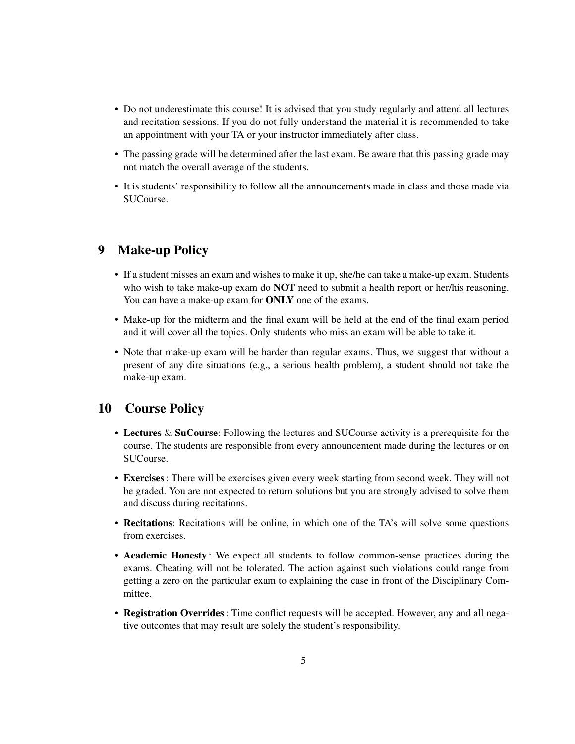- Do not underestimate this course! It is advised that you study regularly and attend all lectures and recitation sessions. If you do not fully understand the material it is recommended to take an appointment with your TA or your instructor immediately after class.
- The passing grade will be determined after the last exam. Be aware that this passing grade may not match the overall average of the students.
- It is students' responsibility to follow all the announcements made in class and those made via SUCourse.

## 9 Make-up Policy

- If a student misses an exam and wishes to make it up, she/he can take a make-up exam. Students who wish to take make-up exam do **NOT** need to submit a health report or her/his reasoning. You can have a make-up exam for **ONLY** one of the exams.
- Make-up for the midterm and the final exam will be held at the end of the final exam period and it will cover all the topics. Only students who miss an exam will be able to take it.
- Note that make-up exam will be harder than regular exams. Thus, we suggest that without a present of any dire situations (e.g., a serious health problem), a student should not take the make-up exam.

## 10 Course Policy

- **Lectures** & **SuCourse**: Following the lectures and SUCourse activity is a prerequisite for the course. The students are responsible from every announcement made during the lectures or on SUCourse.
- **Exercises**: There will be exercises given every week starting from second week. They will not be graded. You are not expected to return solutions but you are strongly advised to solve them and discuss during recitations.
- **Recitations**: Recitations will be online, in which one of the TA's will solve some questions from exercises.
- **Academic Honesty**: We expect all students to follow common-sense practices during the exams. Cheating will not be tolerated. The action against such violations could range from getting a zero on the particular exam to explaining the case in front of the Disciplinary Committee.
- **Registration Overrides**: Time conflict requests will be accepted. However, any and all negative outcomes that may result are solely the student's responsibility.